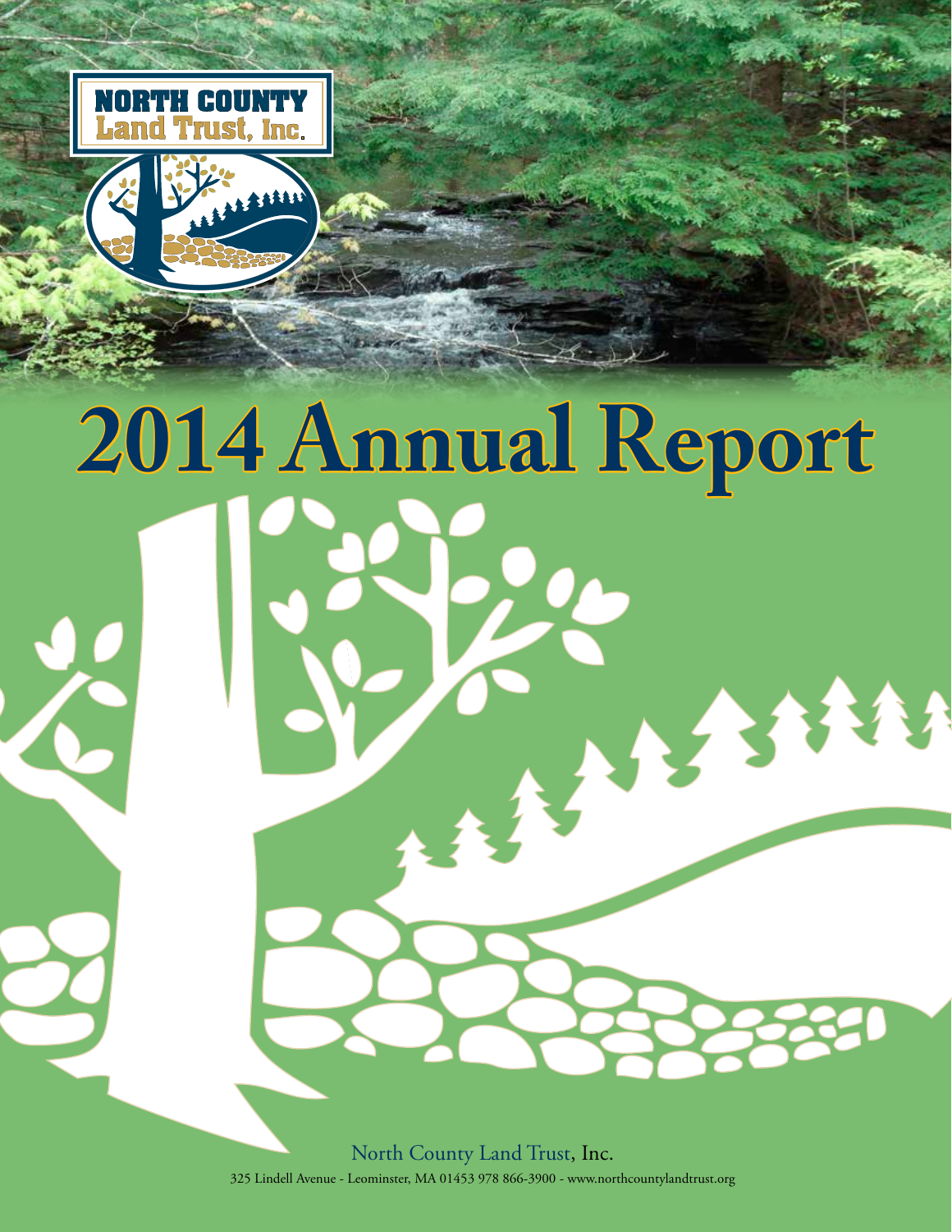NORTH COUNTY Land Trust, Inc.

# 2014 Annual Report

North County Land Trust, Inc.

325 Lindell Avenue - Leominster, MA 01453 978 866-3900 - www.northcountylandtrust.org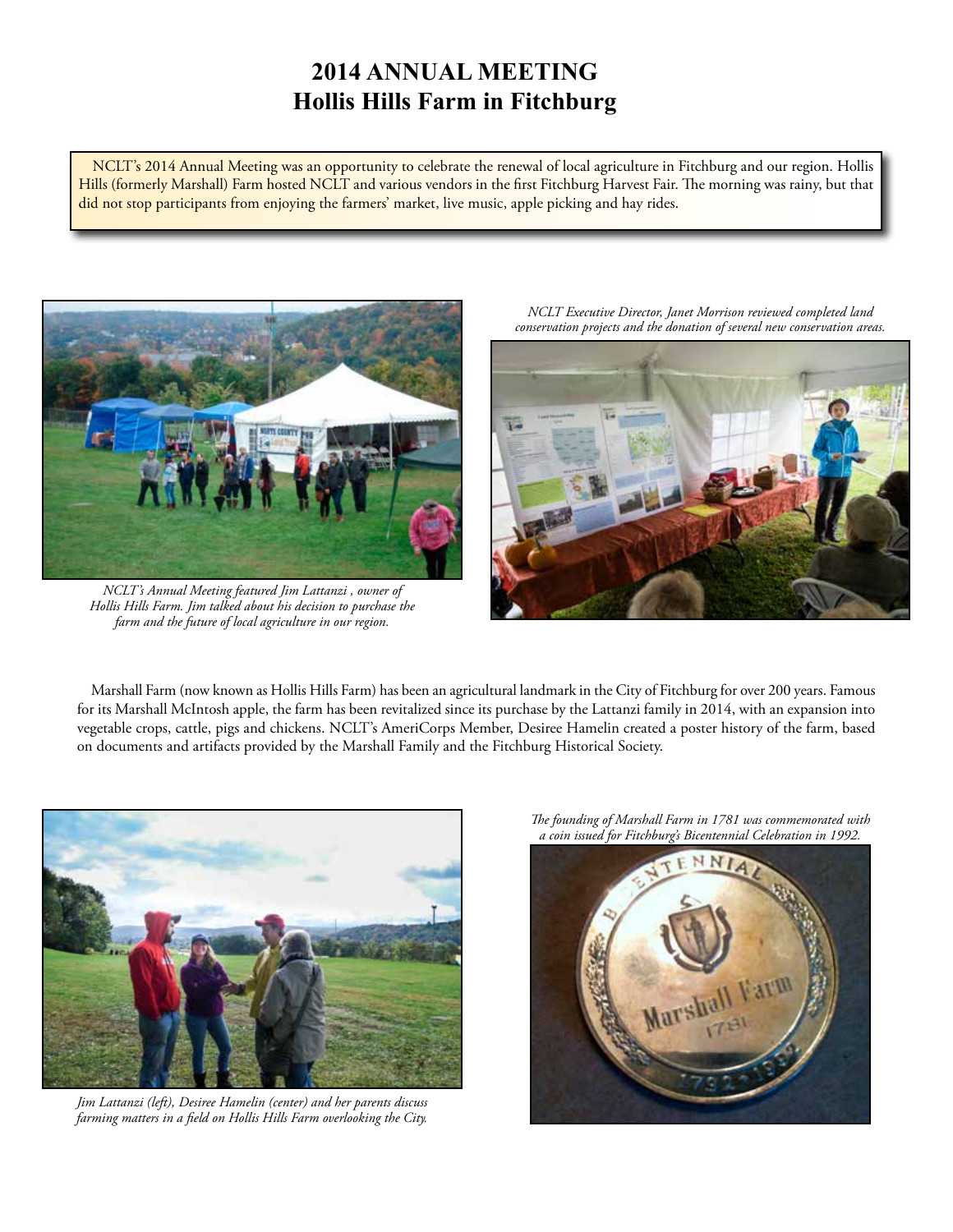# 2014 ANNUAL MEETING
## Hollis Hills Farm in Fitchburg

NCLT's 2014 Annual Meeting was an opportunity to celebrate the renewal of local agriculture in Fitchburg and our region. Hollis Hills (formerly Marshall) Farm hosted NCLT and various vendors in the first Fitchburg Harvest Fair. The morning was rainy, but that did not stop participants from enjoying the farmers' market, live music, apple picking and hay rides.

*NCLT's Annual Meeting featured Jim Lattanzi , owner of Hollis Hills Farm. Jim talked about his decision to purchase the farm and the future of local agriculture in our region.*

*NCLT Executive Director, Janet Morrison reviewed completed land conservation projects and the donation of several new conservation areas.*

Marshall Farm (now known as Hollis Hills Farm) has been an agricultural landmark in the City of Fitchburg for over 200 years. Famous for its Marshall McIntosh apple, the farm has been revitalized since its purchase by the Lattanzi family in 2014, with an expansion into vegetable crops, cattle, pigs and chickens. NCLT's AmeriCorps Member, Desiree Hamelin created a poster history of the farm, based on documents and artifacts provided by the Marshall Family and the Fitchburg Historical Society.

*Jim Lattanzi (left), Desiree Hamelin (center) and her parents discuss farming matters in a field on Hollis Hills Farm overlooking the City.*

*The founding of Marshall Farm in 1781 was commemorated with a coin issued for Fitchburg's Bicentennial Celebration in 1992.*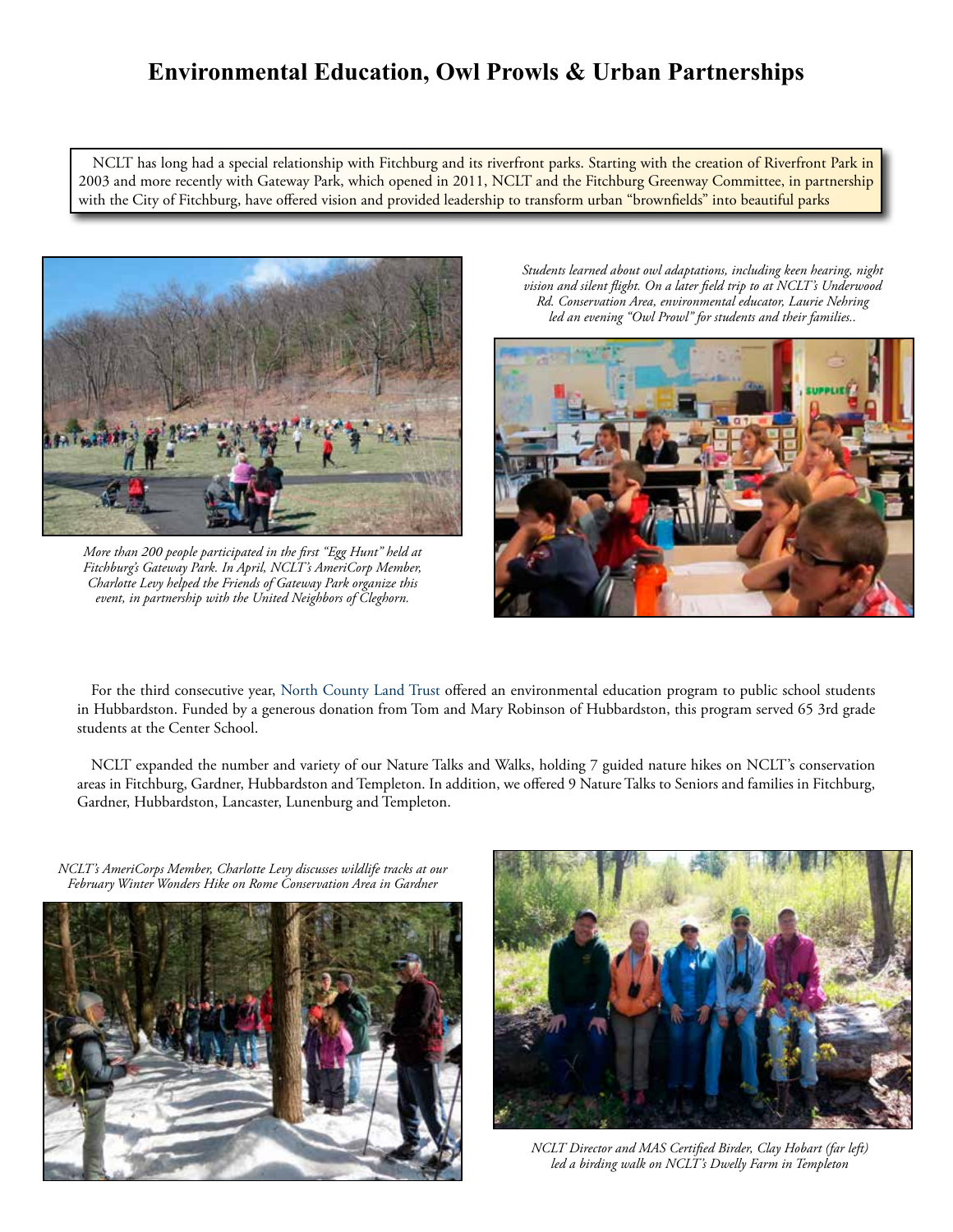# Environmental Education, Owl Prowls & Urban Partnerships

NCLT has long had a special relationship with Fitchburg and its riverfront parks. Starting with the creation of Riverfront Park in 2003 and more recently with Gateway Park, which opened in 2011, NCLT and the Fitchburg Greenway Committee, in partnership with the City of Fitchburg, have offered vision and provided leadership to transform urban "brownfields" into beautiful parks

*More than 200 people participated in the first "Egg Hunt" held at Fitchburg's Gateway Park. In April, NCLT's AmeriCorp Member, Charlotte Levy helped the Friends of Gateway Park organize this event, in partnership with the United Neighbors of Cleghorn.*

*Students learned about owl adaptations, including keen hearing, night vision and silent flight. On a later field trip to at NCLT's Underwood Rd. Conservation Area, environmental educator, Laurie Nehring led an evening "Owl Prowl" for students and their families..*

For the third consecutive year, North County Land Trust offered an environmental education program to public school students in Hubbardston. Funded by a generous donation from Tom and Mary Robinson of Hubbardston, this program served 65 3rd grade students at the Center School.

NCLT expanded the number and variety of our Nature Talks and Walks, holding 7 guided nature hikes on NCLT's conservation areas in Fitchburg, Gardner, Hubbardston and Templeton. In addition, we offered 9 Nature Talks to Seniors and families in Fitchburg, Gardner, Hubbardston, Lancaster, Lunenburg and Templeton.

*NCLT's AmeriCorps Member, Charlotte Levy discusses wildlife tracks at our February Winter Wonders Hike on Rome Conservation Area in Gardner*

*NCLT Director and MAS Certified Birder, Clay Hobart (far left) led a birding walk on NCLT's Dwelly Farm in Templeton*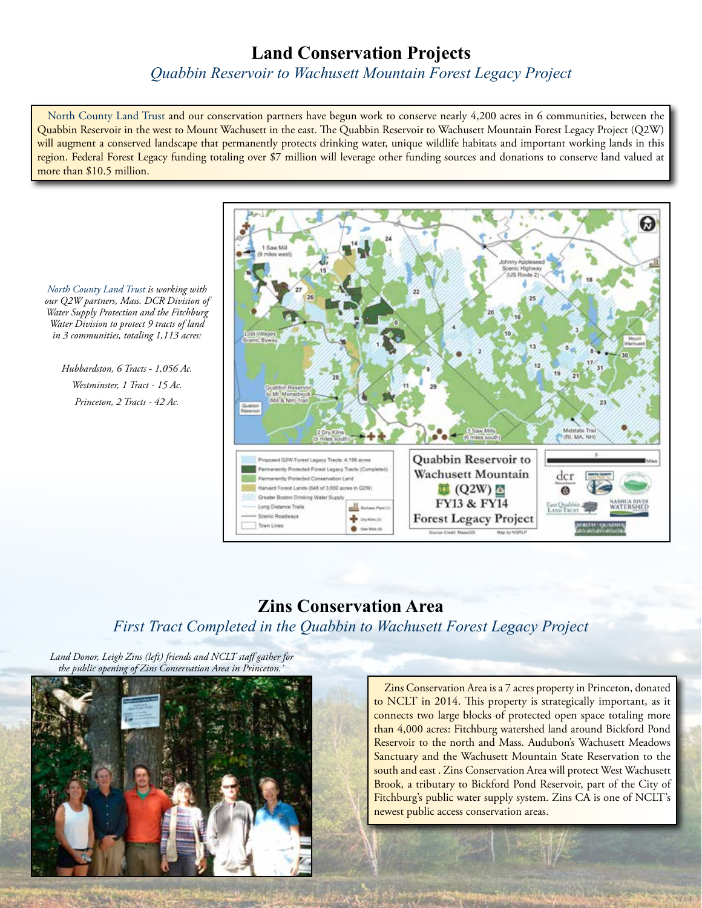# Land Conservation Projects

*Quabbin Reservoir to Wachusett Mountain Forest Legacy Project*

North County Land Trust and our conservation partners have begun work to conserve nearly 4,200 acres in 6 communities, between the Quabbin Reservoir in the west to Mount Wachusett in the east. The Quabbin Reservoir to Wachusett Mountain Forest Legacy Project (Q2W) will augment a conserved landscape that permanently protects drinking water, unique wildlife habitats and important working lands in this region. Federal Forest Legacy funding totaling over $7 million will leverage other funding sources and donations to conserve land valued at more than $10.5 million.

*North County Land Trust is working with our Q2W partners, Mass. DCR Division of Water Supply Protection and the Fitchburg Water Division to protect 9 tracts of land in 3 communities, totaling 1,113 acres:*

*Hubbardston, 6 Tracts - 1,056 Ac.*
*Westminster, 1 Tract - 15 Ac.*
*Princeton, 2 Tracts - 42 Ac.*

# Zins Conservation Area

*First Tract Completed in the Quabbin to Wachusett Forest Legacy Project*

*Land Donor, Leigh Zins (left) friends and NCLT staff gather for the public opening of Zins Conservation Area in Princeton.*

Zins Conservation Area is a 7 acres property in Princeton, donated to NCLT in 2014. This property is strategically important, as it connects two large blocks of protected open space totaling more than 4,000 acres: Fitchburg watershed land around Bickford Pond Reservoir to the north and Mass. Audubon's Wachusett Meadows Sanctuary and the Wachusett Mountain State Reservation to the south and east . Zins Conservation Area will protect West Wachusett Brook, a tributary to Bickford Pond Reservoir, part of the City of Fitchburg's public water supply system. Zins CA is one of NCLT's newest public access conservation areas.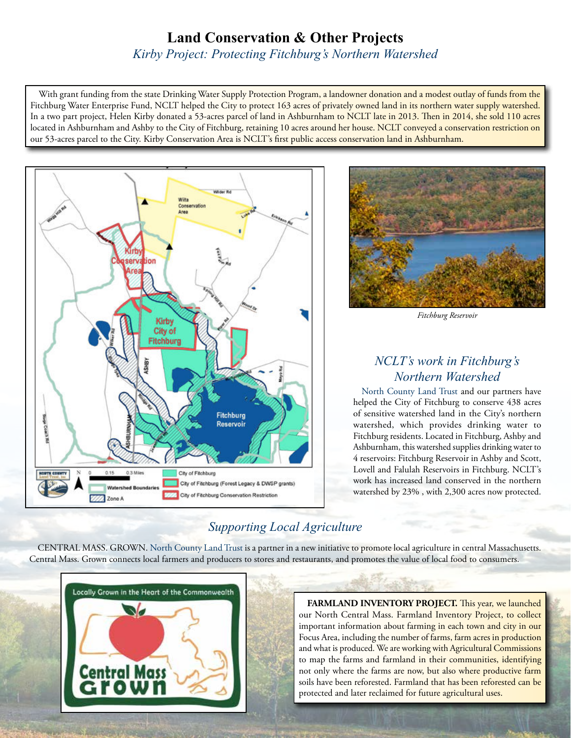# Land Conservation & Other Projects

## *Kirby Project: Protecting Fitchburg's Northern Watershed*

With grant funding from the state Drinking Water Supply Protection Program, a landowner donation and a modest outlay of funds from the Fitchburg Water Enterprise Fund, NCLT helped the City to protect 163 acres of privately owned land in its northern water supply watershed. In a two part project, Helen Kirby donated a 53-acres parcel of land in Ashburnham to NCLT late in 2013. Then in 2014, she sold 110 acres located in Ashburnham and Ashby to the City of Fitchburg, retaining 10 acres around her house. NCLT conveyed a conservation restriction on our 53-acres parcel to the City. Kirby Conservation Area is NCLT's first public access conservation land in Ashburnham.

*Fitchburg Reservoir*

## *NCLT's work in Fitchburg's Northern Watershed*

North County Land Trust and our partners have helped the City of Fitchburg to conserve 438 acres of sensitive watershed land in the City's northern watershed, which provides drinking water to Fitchburg residents. Located in Fitchburg, Ashby and Ashburnham, this watershed supplies drinking water to 4 reservoirs: Fitchburg Reservoir in Ashby and Scott, Lovell and Falulah Reservoirs in Fitchburg. NCLT's work has increased land conserved in the northern watershed by 23% , with 2,300 acres now protected.

## *Supporting Local Agriculture*

CENTRAL MASS. GROWN. North County Land Trust is a partner in a new initiative to promote local agriculture in central Massachusetts. Central Mass. Grown connects local farmers and producers to stores and restaurants, and promotes the value of local food to consumers.

**FARMLAND INVENTORY PROJECT.** This year, we launched our North Central Mass. Farmland Inventory Project, to collect important information about farming in each town and city in our Focus Area, including the number of farms, farm acres in production and what is produced. We are working with Agricultural Commissions to map the farms and farmland in their communities, identifying not only where the farms are now, but also where productive farm soils have been reforested. Farmland that has been reforested can be protected and later reclaimed for future agricultural uses.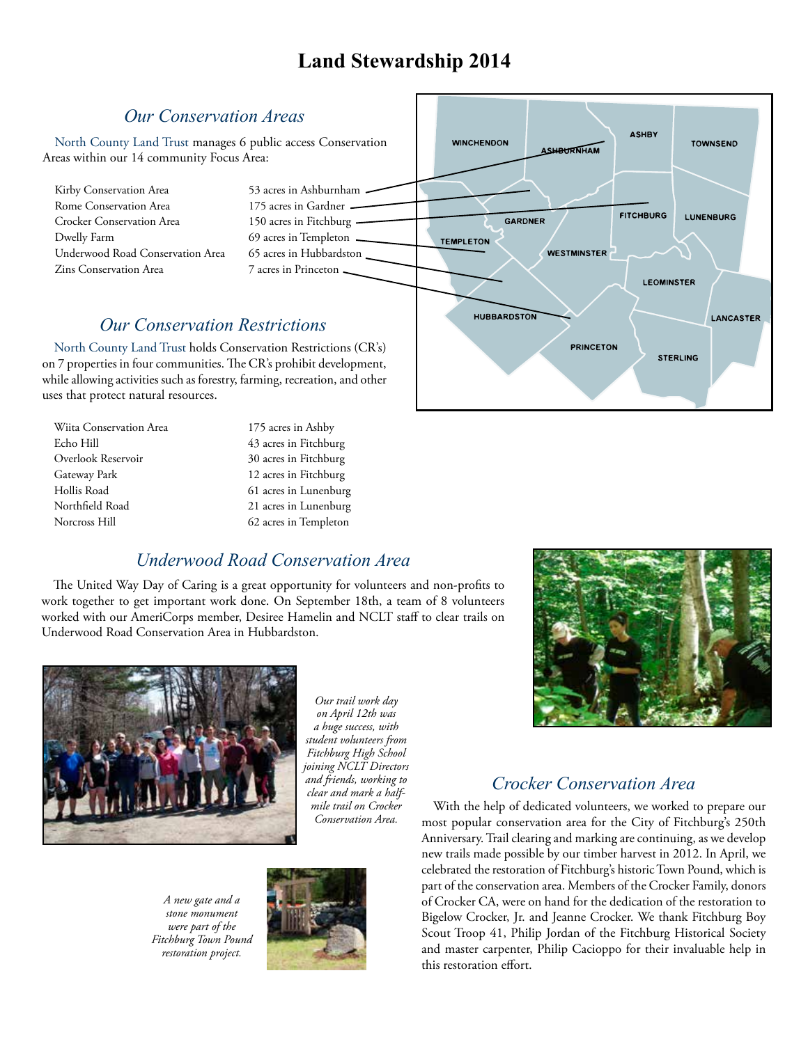# Land Stewardship 2014

## Our Conservation Areas

North County Land Trust manages 6 public access Conservation Areas within our 14 community Focus Area:

| Conservation Area | Size |
|---|---|
| Kirby Conservation Area | 53 acres in Ashburnham |
| Rome Conservation Area | 175 acres in Gardner |
| Crocker Conservation Area | 150 acres in Fitchburg |
| Dwelly Farm | 69 acres in Templeton |
| Underwood Road Conservation Area | 65 acres in Hubbardston |
| Zins Conservation Area | 7 acres in Princeton |

## Our Conservation Restrictions

North County Land Trust holds Conservation Restrictions (CR's) on 7 properties in four communities. The CR's prohibit development, while allowing activities such as forestry, farming, recreation, and other uses that protect natural resources.

| Property | Size |
|---|---|
| Wiita Conservation Area | 175 acres in Ashby |
| Echo Hill | 43 acres in Fitchburg |
| Overlook Reservoir | 30 acres in Fitchburg |
| Gateway Park | 12 acres in Fitchburg |
| Hollis Road | 61 acres in Lunenburg |
| Northfield Road | 21 acres in Lunenburg |
| Norcross Hill | 62 acres in Templeton |

## Underwood Road Conservation Area

The United Way Day of Caring is a great opportunity for volunteers and non-profits to work together to get important work done. On September 18th, a team of 8 volunteers worked with our AmeriCorps member, Desiree Hamelin and NCLT staff to clear trails on Underwood Road Conservation Area in Hubbardston.

*Our trail work day on April 12th was a huge success, with student volunteers from Fitchburg High School joining NCLT Directors and friends, working to clear and mark a half-mile trail on Crocker Conservation Area.*

*A new gate and a stone monument were part of the Fitchburg Town Pound restoration project.*

## Crocker Conservation Area

With the help of dedicated volunteers, we worked to prepare our most popular conservation area for the City of Fitchburg's 250th Anniversary. Trail clearing and marking are continuing, as we develop new trails made possible by our timber harvest in 2012. In April, we celebrated the restoration of Fitchburg's historic Town Pound, which is part of the conservation area. Members of the Crocker Family, donors of Crocker CA, were on hand for the dedication of the restoration to Bigelow Crocker, Jr. and Jeanne Crocker. We thank Fitchburg Boy Scout Troop 41, Philip Jordan of the Fitchburg Historical Society and master carpenter, Philip Cacioppo for their invaluable help in this restoration effort.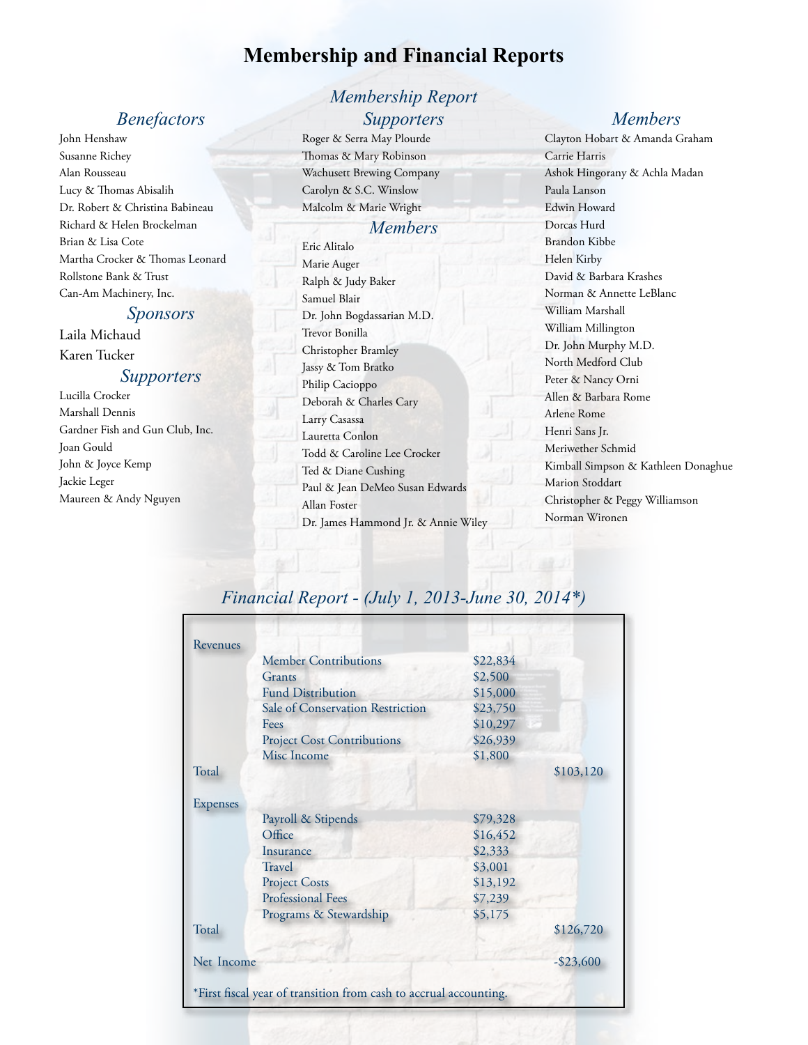# Membership and Financial Reports

## Membership Report

### Benefactors

John Henshaw
Susanne Richey
Alan Rousseau
Lucy & Thomas Abisalih
Dr. Robert & Christina Babineau
Richard & Helen Brockelman
Brian & Lisa Cote
Martha Crocker & Thomas Leonard
Rollstone Bank & Trust
Can-Am Machinery, Inc.

### Sponsors

Laila Michaud
Karen Tucker

### Supporters

Lucilla Crocker
Marshall Dennis
Gardner Fish and Gun Club, Inc.
Joan Gould
John & Joyce Kemp
Jackie Leger
Maureen & Andy Nguyen
Roger & Serra May Plourde
Thomas & Mary Robinson
Wachusett Brewing Company
Carolyn & S.C. Winslow
Malcolm & Marie Wright

### Members

Eric Alitalo
Marie Auger
Ralph & Judy Baker
Samuel Blair
Dr. John Bogdassarian M.D.
Trevor Bonilla
Christopher Bramley
Jassy & Tom Bratko
Philip Cacioppo
Deborah & Charles Cary
Larry Casassa
Lauretta Conlon
Todd & Caroline Lee Crocker
Ted & Diane Cushing
Paul & Jean DeMeo Susan Edwards
Allan Foster
Dr. James Hammond Jr. & Annie Wiley
Clayton Hobart & Amanda Graham
Carrie Harris
Ashok Hingorany & Achla Madan
Paula Lanson
Edwin Howard
Dorcas Hurd
Brandon Kibbe
Helen Kirby
David & Barbara Krashes
Norman & Annette LeBlanc
William Marshall
William Millington
Dr. John Murphy M.D.
North Medford Club
Peter & Nancy Orni
Allen & Barbara Rome
Arlene Rome
Henri Sans Jr.
Meriwether Schmid
Kimball Simpson & Kathleen Donaghue
Marion Stoddart
Christopher & Peggy Williamson
Norman Wironen

## Financial Report - (July 1, 2013-June 30, 2014*)

| | | | |
|---|---|---|---|
| Revenues | | | |
| | Member Contributions | $22,834 | |
| | Grants | $2,500 | |
| | Fund Distribution | $15,000 | |
| | Sale of Conservation Restriction | $23,750 | |
| | Fees | $10,297 | |
| | Project Cost Contributions | $26,939 | |
| | Misc Income | $1,800 | |
| Total | | | $103,120 |
| Expenses | | | |
| | Payroll & Stipends | $79,328 | |
| | Office | $16,452 | |
| | Insurance | $2,333 | |
| | Travel | $3,001 | |
| | Project Costs | $13,192 | |
| | Professional Fees | $7,239 | |
| | Programs & Stewardship | $5,175 | |
| Total | | | $126,720 |
| Net Income | | | -$23,600 |

*First fiscal year of transition from cash to accrual accounting.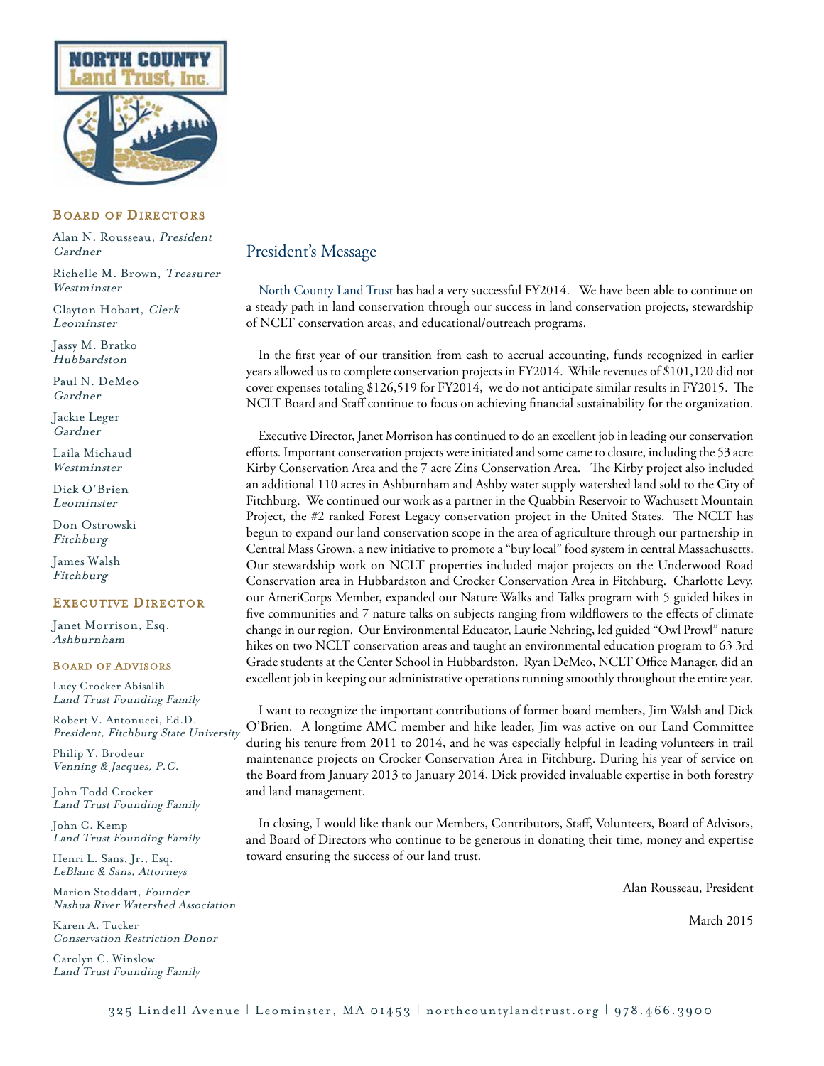NORTH COUNTY Land Trust, Inc.

### Board of Directors

Alan N. Rousseau, *President*
*Gardner*

Richelle M. Brown, *Treasurer*
*Westminster*

Clayton Hobart, *Clerk*
*Leominster*

Jassy M. Bratko
*Hubbardston*

Paul N. DeMeo
*Gardner*

Jackie Leger
*Gardner*

Laila Michaud
*Westminster*

Dick O'Brien
*Leominster*

Don Ostrowski
*Fitchburg*

James Walsh
*Fitchburg*

### Executive Director

Janet Morrison, Esq.
*Ashburnham*

### Board of Advisors

Lucy Crocker Abisalih
*Land Trust Founding Family*

Robert V. Antonucci, Ed.D.
*President, Fitchburg State University*

Philip Y. Brodeur
*Venning & Jacques, P.C.*

John Todd Crocker
*Land Trust Founding Family*

John C. Kemp
*Land Trust Founding Family*

Henri L. Sans, Jr., Esq.
*LeBlanc & Sans, Attorneys*

Marion Stoddart, *Founder*
*Nashua River Watershed Association*

Karen A. Tucker
*Conservation Restriction Donor*

Carolyn C. Winslow
*Land Trust Founding Family*

## President's Message

North County Land Trust has had a very successful FY2014. We have been able to continue on a steady path in land conservation through our success in land conservation projects, stewardship of NCLT conservation areas, and educational/outreach programs.

In the first year of our transition from cash to accrual accounting, funds recognized in earlier years allowed us to complete conservation projects in FY2014. While revenues of $101,120 did not cover expenses totaling $126,519 for FY2014, we do not anticipate similar results in FY2015. The NCLT Board and Staff continue to focus on achieving financial sustainability for the organization.

Executive Director, Janet Morrison has continued to do an excellent job in leading our conservation efforts. Important conservation projects were initiated and some came to closure, including the 53 acre Kirby Conservation Area and the 7 acre Zins Conservation Area. The Kirby project also included an additional 110 acres in Ashburnham and Ashby water supply watershed land sold to the City of Fitchburg. We continued our work as a partner in the Quabbin Reservoir to Wachusett Mountain Project, the #2 ranked Forest Legacy conservation project in the United States. The NCLT has begun to expand our land conservation scope in the area of agriculture through our partnership in Central Mass Grown, a new initiative to promote a "buy local" food system in central Massachusetts. Our stewardship work on NCLT properties included major projects on the Underwood Road Conservation area in Hubbardston and Crocker Conservation Area in Fitchburg. Charlotte Levy, our AmeriCorps Member, expanded our Nature Walks and Talks program with 5 guided hikes in five communities and 7 nature talks on subjects ranging from wildflowers to the effects of climate change in our region. Our Environmental Educator, Laurie Nehring, led guided "Owl Prowl" nature hikes on two NCLT conservation areas and taught an environmental education program to 63 3rd Grade students at the Center School in Hubbardston. Ryan DeMeo, NCLT Office Manager, did an excellent job in keeping our administrative operations running smoothly throughout the entire year.

I want to recognize the important contributions of former board members, Jim Walsh and Dick O'Brien. A longtime AMC member and hike leader, Jim was active on our Land Committee during his tenure from 2011 to 2014, and he was especially helpful in leading volunteers in trail maintenance projects on Crocker Conservation Area in Fitchburg. During his year of service on the Board from January 2013 to January 2014, Dick provided invaluable expertise in both forestry and land management.

In closing, I would like thank our Members, Contributors, Staff, Volunteers, Board of Advisors, and Board of Directors who continue to be generous in donating their time, money and expertise toward ensuring the success of our land trust.

Alan Rousseau, President

March 2015

325 Lindell Avenue | Leominster, MA 01453 | northcountylandtrust.org | 978.466.3900